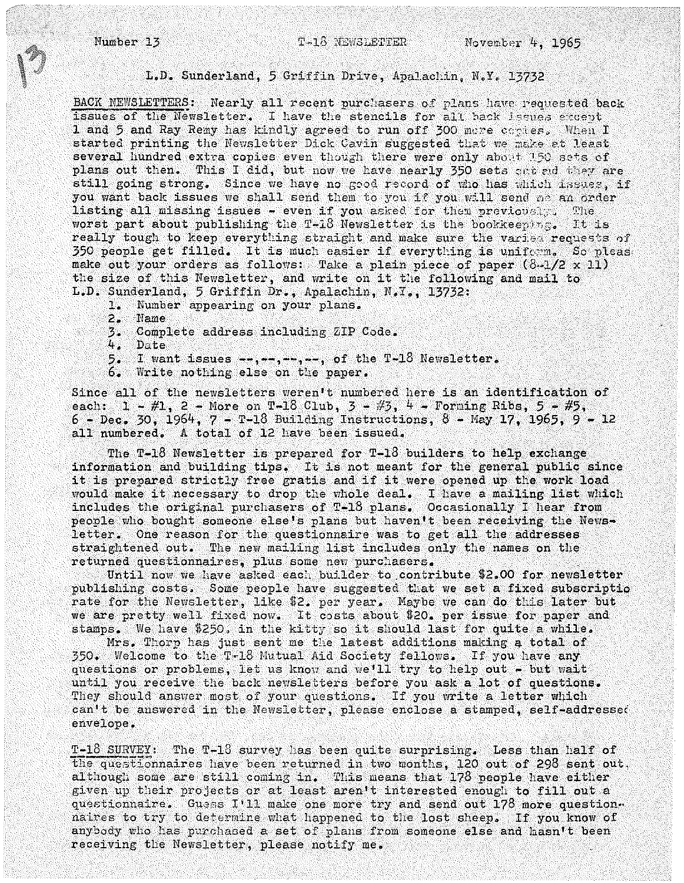Number 13 T-18 NEWSLETTER November 4, 1965

L.D. Sunderland, 5 Griffin Drive, Apalachin, N.Y. 13732

BACK NEWSLETTERS: Nearly all recent purchasers of plans have requested back issues of the Newsletter. I have the stencils for all back issues except 1 and 5 and Ray Remy has kindly agreed to run off 300 more copies. When I started printing the Newsletter Dick Cavin suggested that we make at least several hundred extra copies even though there were only about 150 sets of plans out then. This I did, but now we have nearly 350 sets out and they are still going strong. Since we have no good record of who has which issues, if you want back issues we shall send them to you if you will send me an order listing all missing issues - even if you asked for them previously. The worst part about publishing the T-18 Newsletter is the bookkeeping. It is really tough to keep everything straight and make sure the varied requests of 350 people get filled. It is much easier if everything is uniform. So pleas make out your orders as follows: Take a plain piece of paper (8-1/2 x 11) the size of this Newsletter, and write on it the following and mail to L.D. Sunderland, 5 Griffin Dr., Apalachin, N.Y., 13732:

1. Number appearing on your plans.
2. Name
3. Complete address including ZIP Code.
4. Date
5. I want issues --,--,--,--, of the T-18 Newsletter.
6. Write nothing else on the paper.

Since all of the newsletters weren't numbered here is an identification of each: 1 - #1, 2 - More on T-18 Club, 3 - #3, 4 - Forming Ribs, 5 - #5, 6 - Dec. 30, 1964, 7 - T-18 Building Instructions, 8 - May 17, 1965, 9 - 12 all numbered. A total of 12 have been issued.

The T-18 Newsletter is prepared for T-18 builders to help exchange information and building tips. It is not meant for the general public since it is prepared strictly free gratis and if it were opened up the work load would make it necessary to drop the whole deal. I have a mailing list which includes the original purchasers of T-18 plans. Occasionally I hear from people who bought someone else's plans but haven't been receiving the Newsletter. One reason for the questionnaire was to get all the addresses straightened out. The new mailing list includes only the names on the returned questionnaires, plus some new purchasers.

Until now we have asked each builder to contribute $2.00 for newsletter publishing costs. Some people have suggested that we set a fixed subscriptio rate for the Newsletter, like $2. per year. Maybe we can do this later but we are pretty well fixed now. It costs about $20. per issue for paper and stamps. We have $250. in the kitty so it should last for quite a while.

Mrs. Thorp has just sent me the latest additions making a total of 350. Welcome to the T-18 Mutual Aid Society fellows. If you have any questions or problems, let us know and we'll try to help out - but wait until you receive the back newsletters before you ask a lot of questions. They should answer most of your questions. If you write a letter which can't be answered in the Newsletter, please enclose a stamped, self-addressed envelope.

T-18 SURVEY: The T-18 survey has been quite surprising. Less than half of the questionnaires have been returned in two months, 120 out of 298 sent out, although some are still coming in. This means that 178 people have either given up their projects or at least aren't interested enough to fill out a questionnaire. Guess I'll make one more try and send out 178 more questionnaires to try to determine what happened to the lost sheep. If you know of anybody who has purchased a set of plans from someone else and hasn't been receiving the Newsletter, please notify me.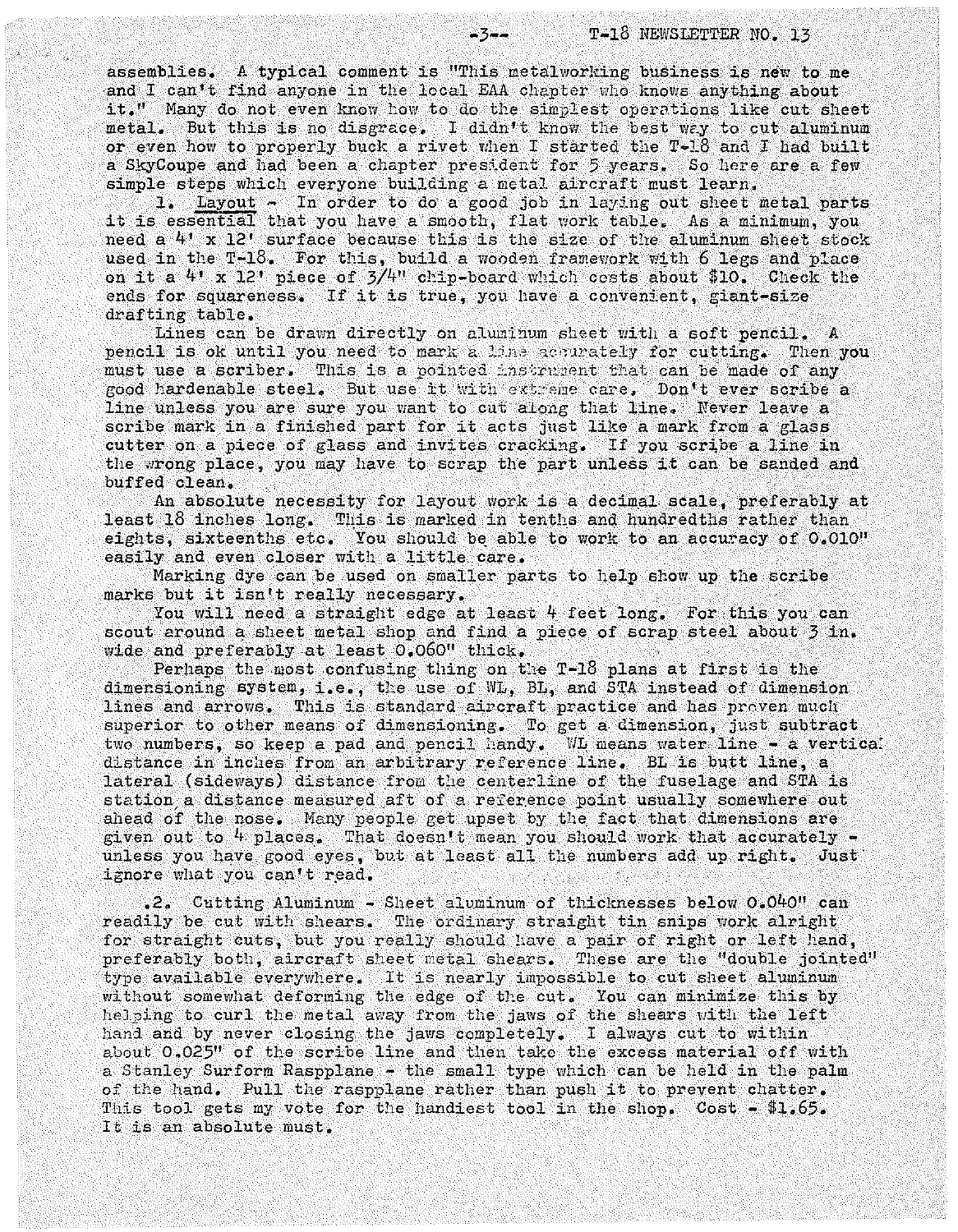assemblies. A typical comment is "This metalworking business is new to me and I can't find anyone in the local EAA chapter who knows anything about it." Many do not even know how to do the simplest operations like cut sheet metal. But this is no disgrace. I didn't know the best way to cut aluminum or even how to properly buck a rivet when I started the T-18 and I had built a SkyCoupe and had been a chapter president for 5 years. So here are a few simple steps which everyone building a metal aircraft must learn.

1. Layout - In order to do a good job in laying out sheet metal parts it is essential that you have a smooth, flat work table. As a minimum, you need a 4' x 12' surface because this is the size of the aluminum sheet stock used in the T-18. For this, build a wooden framework with 6 legs and place on it a 4' x 12' piece of 3/4" chip-board which costs about $10. Check the ends for squareness. If it is true, you have a convenient, giant-size drafting table.

Lines can be drawn directly on aluminum sheet with a soft pencil. A pencil is ok until you need to mark a line accurately for cutting. Then you must use a scriber. This is a pointed instrument that can be made of any good hardenable steel. But use it with extreme care. Don't ever scribe a line unless you are sure you want to cut along that line. Never leave a scribe mark in a finished part for it acts just like a mark from a glass cutter on a piece of glass and invites cracking. If you scribe a line in the wrong place, you may have to scrap the part unless it can be sanded and buffed clean.

An absolute necessity for layout work is a decimal scale, preferably at least 18 inches long. This is marked in tenths and hundredths rather than eights, sixteenths etc. You should be able to work to an accuracy of 0.010" easily and even closer with a little care.

Marking dye can be used on smaller parts to help show up the scribe marks but it isn't really necessary.

You will need a straight edge at least 4 feet long. For this you can scout around a sheet metal shop and find a piece of scrap steel about 3 in. wide and preferably at least 0.060" thick.

Perhaps the most confusing thing on the T-18 plans at first is the dimensioning system, i.e., the use of WL, BL, and STA instead of dimension lines and arrows. This is standard aircraft practice and has proven much superior to other means of dimensioning. To get a dimension, just subtract two numbers, so keep a pad and pencil handy. WL means water line - a vertical distance in inches from an arbitrary reference line. BL is butt line, a lateral (sideways) distance from the centerline of the fuselage and STA is station a distance measured aft of a reference point usually somewhere out ahead of the nose. Many people get upset by the fact that dimensions are given out to 4 places. That doesn't mean you should work that accurately - unless you have good eyes, but at least all the numbers add up right. Just ignore what you can't read.

2. Cutting Aluminum - Sheet aluminum of thicknesses below 0.040" can readily be cut with shears. The ordinary straight tin snips work alright for straight cuts, but you really should have a pair of right or left hand, preferably both, aircraft sheet metal shears. These are the "double jointed" type available everywhere. It is nearly impossible to cut sheet aluminum without somewhat deforming the edge of the cut. You can minimize this by helping to curl the metal away from the jaws of the shears with the left hand and by never closing the jaws completely. I always cut to within about 0.025" of the scribe line and then take the excess material off with a Stanley Surform Raspplane - the small type which can be held in the palm of the hand. Pull the raspplane rather than push it to prevent chatter. This tool gets my vote for the handiest tool in the shop. Cost - $1.65. It is an absolute must.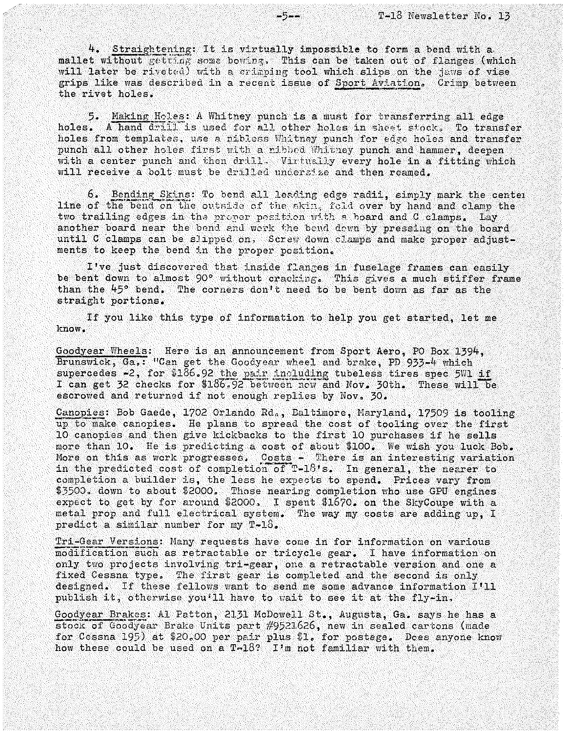4. Straightening: It is virtually impossible to form a bend with a mallet without getting some bowing. This can be taken out of flanges (which will later be riveted) with a crimping tool which slips on the jaws of vise grips like was described in a recent issue of Sport Aviation. Crimp between the rivet holes.

5. Making Holes: A Whitney punch is a must for transferring all edge holes. A hand drill is used for all other holes in sheet stock. To transfer holes from templates, use a nibless Whitney punch for edge holes and transfer punch all other holes first with a nibbed Whitney punch and hammer, deepen with a center punch and then drill. Virtually every hole in a fitting which will receive a bolt must be drilled undersize and then reamed.

6. Bending Skins: To bend all leading edge radii, simply mark the center line of the bend on the outside of the skin, fold over by hand and clamp the two trailing edges in the proper position with a board and C clamps. Lay another board near the bend and work the bend down by pressing on the board until C clamps can be slipped on. Screw down clamps and make proper adjustments to keep the bend in the proper position.

I've just discovered that inside flanges in fuselage frames can easily be bent down to almost 90° without cracking. This gives a much stiffer frame than the 45° bend. The corners don't need to be bent down as far as the straight portions.

If you like this type of information to help you get started, let me know.

Goodyear Wheels: Here is an announcement from Sport Aero, PO Box 1394, Brunswick, Ga.: "Can get the Goodyear wheel and brake, PD 933-4 which supercedes -2, for $186.92 the pair including tubeless tires spec 5W1 if I can get 32 checks for $186.92 between now and Nov. 30th. These will be escrowed and returned if not enough replies by Nov. 30.

Canopies: Bob Gaede, 1702 Orlando Rd., Baltimore, Maryland, 17509 is tooling up to make canopies. He plans to spread the cost of tooling over the first 10 canopies and then give kickbacks to the first 10 purchases if he sells more than 10. He is predicting a cost of about $100. We wish you luck Bob. More on this as work progresses. Costs - There is an interesting variation in the predicted cost of completion of T-18's. In general, the nearer to completion a builder is, the less he expects to spend. Prices vary from $3500. down to about $2000. Those nearing completion who use GPU engines expect to get by for around $2000. I spent $1670. on the SkyCoupe with a metal prop and full electrical system. The way my costs are adding up, I predict a similar number for my T-18.

Tri-Gear Versions: Many requests have come in for information on various modification such as retractable or tricycle gear. I have information on only two projects involving tri-gear, one a retractable version and one a fixed Cessna type. The first gear is completed and the second is only designed. If these fellows want to send me some advance information I'll publish it, otherwise you'll have to wait to see it at the fly-in.

Goodyear Brakes: Al Patton, 2131 McDowell St., Augusta, Ga. says he has a stock of Goodyear Brake Units part #9521626, new in sealed cartons (made for Cessna 195) at $20.00 per pair plus $1. for postage. Does anyone know how these could be used on a T-18? I'm not familiar with them.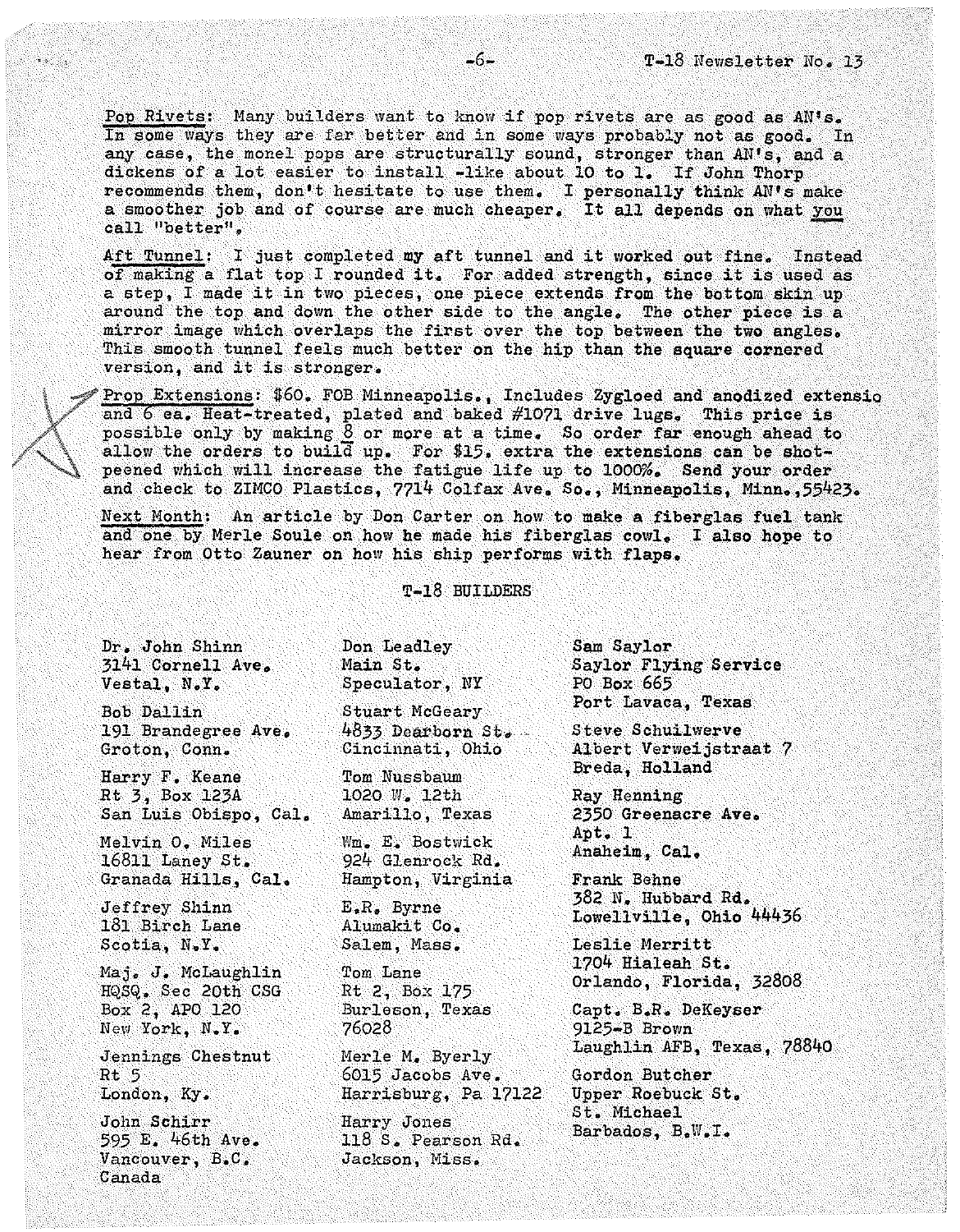**Pop Rivets**: Many builders want to know if pop rivets are as good as AN's. In some ways they are far better and in some ways probably not as good. In any case, the monel pops are structurally sound, stronger than AN's, and a dickens of a lot easier to install -like about 10 to 1. If John Thorp recommends them, don't hesitate to use them. I personally think AN's make a smoother job and of course are much cheaper. It all depends on what you call "better".

**Aft Tunnel**: I just completed my aft tunnel and it worked out fine. Instead of making a flat top I rounded it. For added strength, since it is used as a step, I made it in two pieces, one piece extends from the bottom skin up around the top and down the other side to the angle. The other piece is a mirror image which overlaps the first over the top between the two angles. This smooth tunnel feels much better on the hip than the square cornered version, and it is stronger.

**Prop Extensions**: $60. FOB Minneapolis., Includes Zygloed and anodized extensio and 6 ea. Heat-treated, plated and baked #1071 drive lugs. This price is possible only by making 8 or more at a time. So order far enough ahead to allow the orders to build up. For $15. extra the extensions can be shot-peened which will increase the fatigue life up to 1000%. Send your order and check to ZIMCO Plastics, 7714 Colfax Ave. So., Minneapolis, Minn.,55423.

**Next Month**: An article by Don Carter on how to make a fiberglas fuel tank and one by Merle Soule on how he made his fiberglas cowl. I also hope to hear from Otto Zauner on how his ship performs with flaps.

## T-18 BUILDERS

Dr. John Shinn
3141 Cornell Ave.
Vestal, N.Y.

Bob Dallin
191 Brandegree Ave.
Groton, Conn.

Harry F. Keane
Rt 3, Box 123A
San Luis Obispo, Cal.

Melvin O. Miles
16811 Laney St.
Granada Hills, Cal.

Jeffrey Shinn
181 Birch Lane
Scotia, N.Y.

Maj. J. McLaughlin
HQSQ. Sec 20th CSG
Box 2, APO 120
New York, N.Y.

Jennings Chestnut
Rt 5
London, Ky.

John Schirr
595 E. 46th Ave.
Vancouver, B.C.
Canada

Don Leadley
Main St.
Speculator, NY

Stuart McGeary
4833 Dearborn St.
Cincinnati, Ohio

Tom Nussbaum
1020 W. 12th
Amarillo, Texas

Wm. E. Bostwick
924 Glenrock Rd.
Hampton, Virginia

E.R. Byrne
Alumakit Co.
Salem, Mass.

Tom Lane
Rt 2, Box 175
Burleson, Texas
76028

Merle M. Byerly
6015 Jacobs Ave.
Harrisburg, Pa 17122

Harry Jones
118 S. Pearson Rd.
Jackson, Miss.

Sam Saylor
Saylor Flying Service
PO Box 665
Port Lavaca, Texas

Steve Schuilwerve
Albert Verweijstraat 7
Breda, Holland

Ray Henning
2350 Greenacre Ave.
Apt. 1
Anaheim, Cal.

Frank Behne
382 N. Hubbard Rd.
Lowellville, Ohio 44436

Leslie Merritt
1704 Hialeah St.
Orlando, Florida, 32808

Capt. B.R. DeKeyser
9125-B Brown
Laughlin AFB, Texas, 78840

Gordon Butcher
Upper Roebuck St.
St. Michael
Barbados, B.W.I.